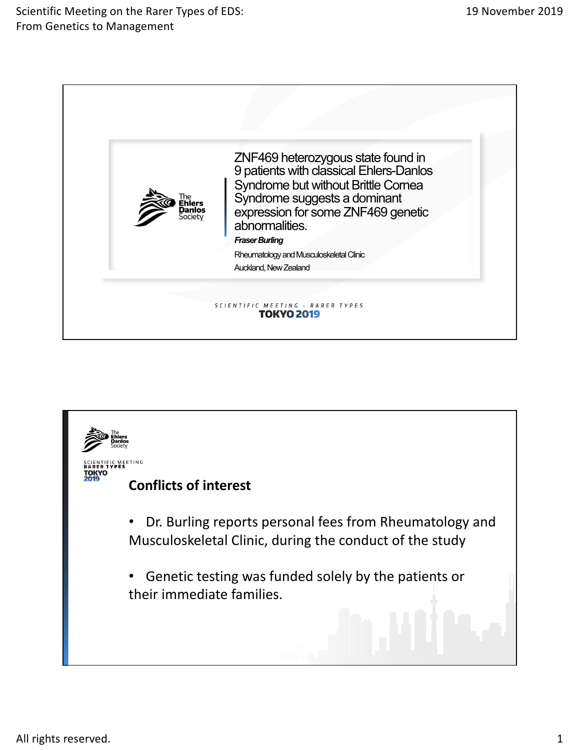# ZNF469 heterozygous state found in 9 patients with classical Ehlers-Danlos Syndrome but without Brittle Cornea Syndrome suggests a dominant expression for some ZNF469 genetic abnormalities.

***Fraser Burling***

Rheumatology and Musculoskeletal Clinic

Auckland, New Zealand

SCIENTIFIC MEETING - RARER TYPES

TOKYO 2019

## Conflicts of interest

- Dr. Burling reports personal fees from Rheumatology and Musculoskeletal Clinic, during the conduct of the study
- Genetic testing was funded solely by the patients or their immediate families.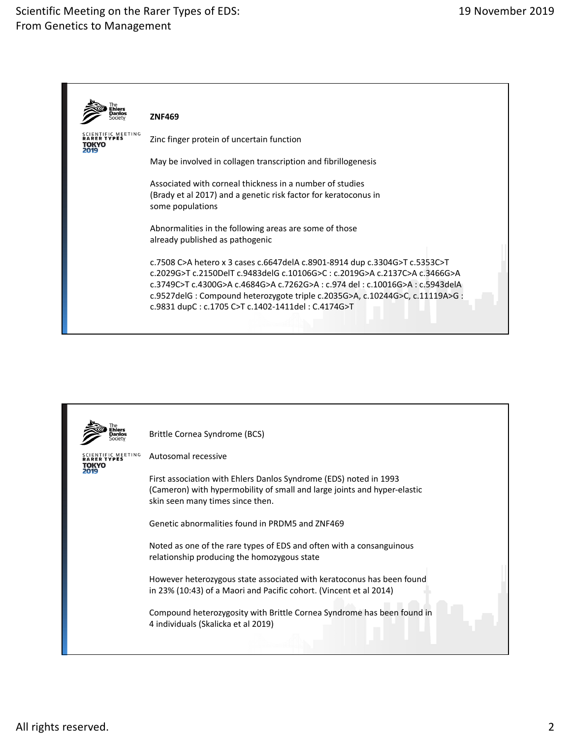## ZNF469

Zinc finger protein of uncertain function

May be involved in collagen transcription and fibrillogenesis

Associated with corneal thickness in a number of studies (Brady et al 2017) and a genetic risk factor for keratoconus in some populations

Abnormalities in the following areas are some of those already published as pathogenic

c.7508 C>A hetero x 3 cases c.6647delA c.8901-8914 dup c.3304G>T c.5353C>T c.2029G>T c.2150DelT c.9483delG c.10106G>C : c.2019G>A c.2137C>A c.3466G>A c.3749C>T c.4300G>A c.4684G>A c.7262G>A : c.974 del : c.10016G>A : c.5943delA c.9527delG : Compound heterozygote triple c.2035G>A, c.10244G>C, c.11119A>G : c.9831 dupC : c.1705 C>T c.1402-1411del : C.4174G>T

---

Brittle Cornea Syndrome (BCS)

Autosomal recessive

First association with Ehlers Danlos Syndrome (EDS) noted in 1993 (Cameron) with hypermobility of small and large joints and hyper-elastic skin seen many times since then.

Genetic abnormalities found in PRDM5 and ZNF469

Noted as one of the rare types of EDS and often with a consanguinous relationship producing the homozygous state

However heterozygous state associated with keratoconus has been found in 23% (10:43) of a Maori and Pacific cohort. (Vincent et al 2014)

Compound heterozygosity with Brittle Cornea Syndrome has been found in 4 individuals (Skalicka et al 2019)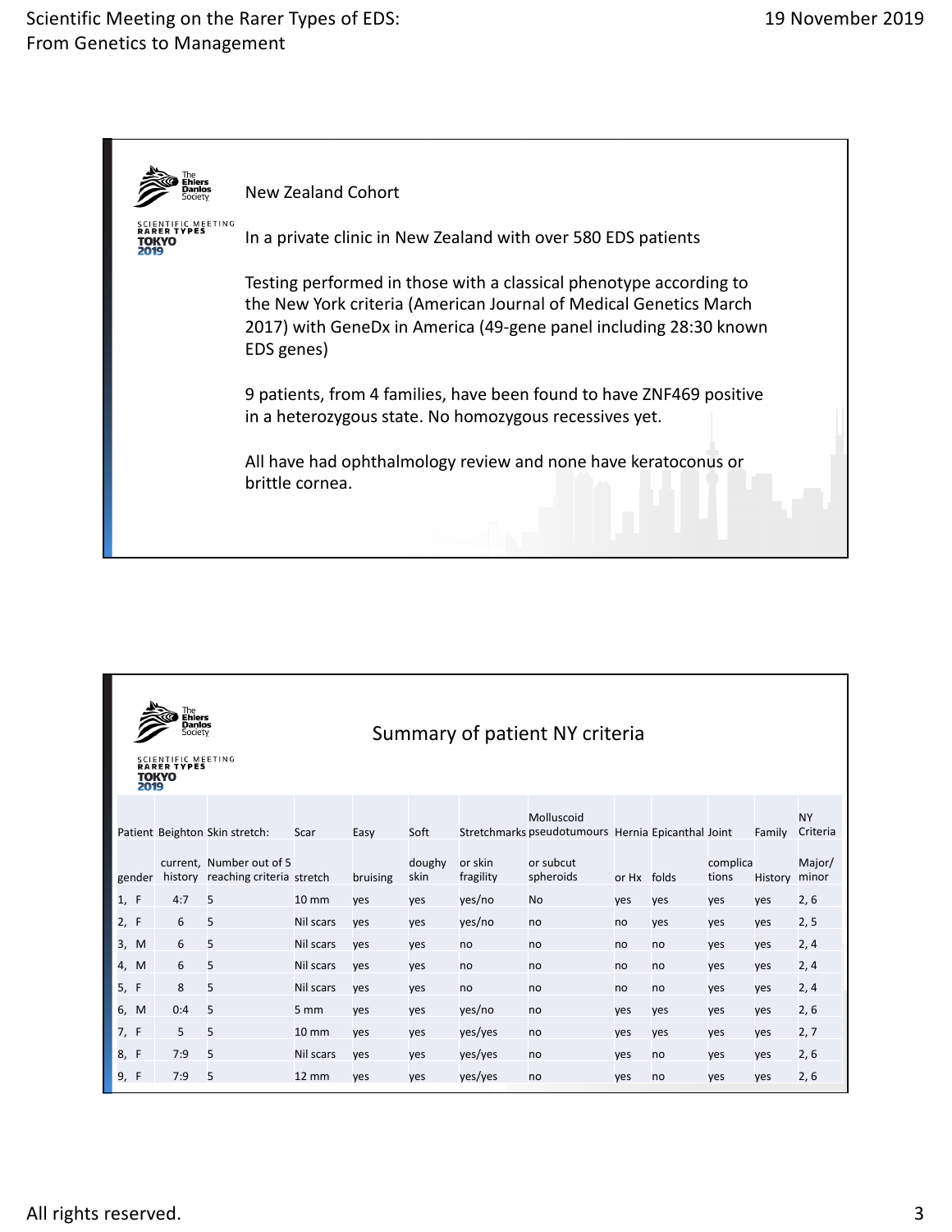## New Zealand Cohort

In a private clinic in New Zealand with over 580 EDS patients

Testing performed in those with a classical phenotype according to the New York criteria (American Journal of Medical Genetics March 2017) with GeneDx in America (49-gene panel including 28:30 known EDS genes)

9 patients, from 4 families, have been found to have ZNF469 positive in a heterozygous state. No homozygous recessives yet.

All have had ophthalmology review and none have keratoconus or brittle cornea.

## Summary of patient NY criteria

| Patient gender | Beighton current, history | Skin stretch: Number out of 5 reaching criteria | Scar stretch | Easy bruising | Soft doughy skin | Stretchmarks or skin fragility | Molluscoid pseudotumours or subcut spheroids | Hernia or Hx | Epicanthal folds | Joint complications | Family History | NY Criteria Major/ minor |
|---|---|---|---|---|---|---|---|---|---|---|---|---|
| 1, F | 4:7 | 5 | 10 mm | yes | yes | yes/no | No | yes | yes | yes | yes | 2, 6 |
| 2, F | 6 | 5 | Nil scars | yes | yes | yes/no | no | no | yes | yes | yes | 2, 5 |
| 3, M | 6 | 5 | Nil scars | yes | yes | no | no | no | no | yes | yes | 2, 4 |
| 4, M | 6 | 5 | Nil scars | yes | yes | no | no | no | no | yes | yes | 2, 4 |
| 5, F | 8 | 5 | Nil scars | yes | yes | no | no | no | no | yes | yes | 2, 4 |
| 6, M | 0:4 | 5 | 5 mm | yes | yes | yes/no | no | yes | yes | yes | yes | 2, 6 |
| 7, F | 5 | 5 | 10 mm | yes | yes | yes/yes | no | yes | yes | yes | yes | 2, 7 |
| 8, F | 7:9 | 5 | Nil scars | yes | yes | yes/yes | no | yes | no | yes | yes | 2, 6 |
| 9, F | 7:9 | 5 | 12 mm | yes | yes | yes/yes | no | yes | no | yes | yes | 2, 6 |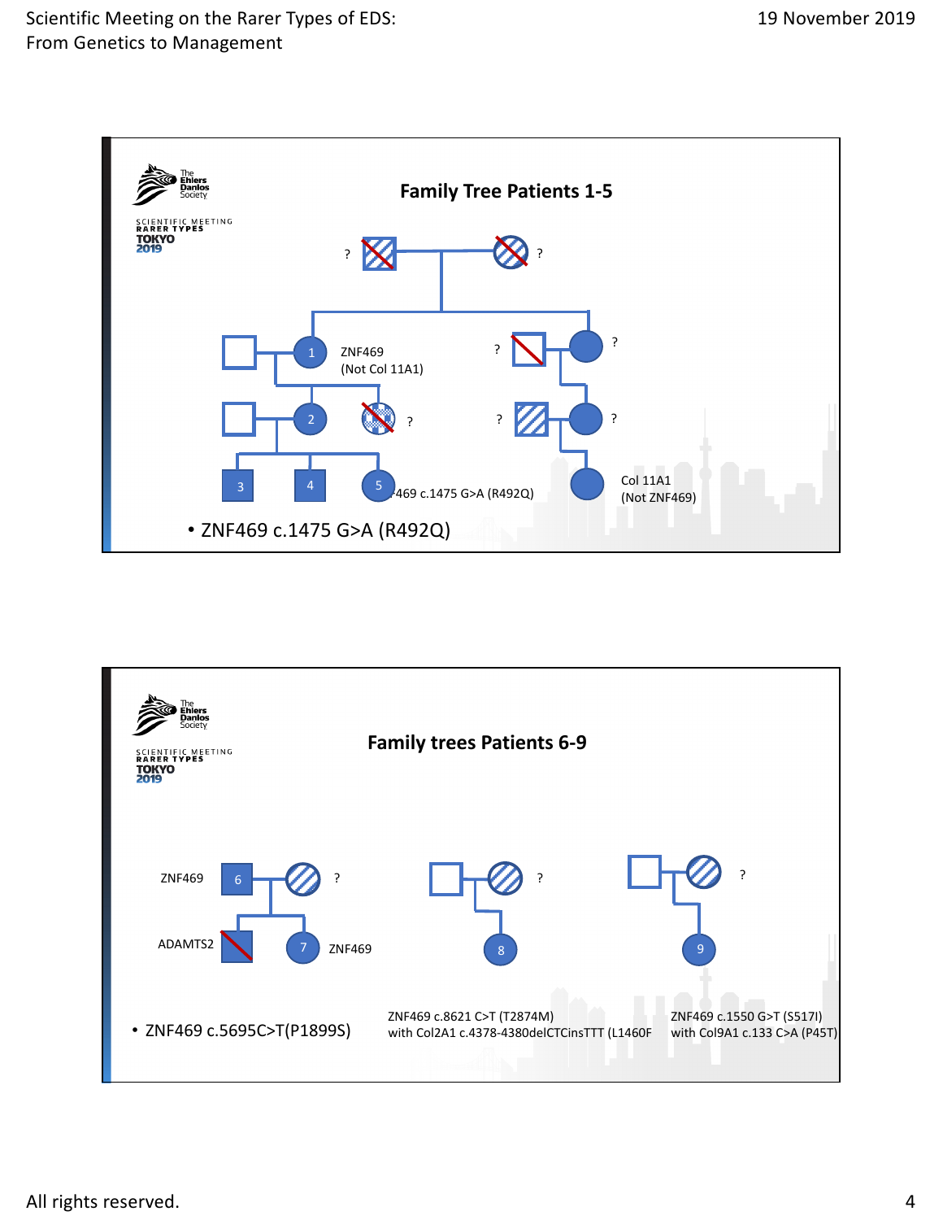## Family Tree Patients 1-5

1: ZNF469 (Not Col 11A1)

5: ZNF469 c.1475 G>A (R492Q)

Col 11A1 (Not ZNF469)

- ZNF469 c.1475 G>A (R492Q)

## Family trees Patients 6-9

6: ZNF469

ADAMTS2

7: ZNF469

- ZNF469 c.5695C>T(P1899S)

8: ZNF469 c.8621 C>T (T2874M) with Col2A1 c.4378-4380delCTCinsTTT (L1460F

9: ZNF469 c.1550 G>T (S517I) with Col9A1 c.133 C>A (P45T)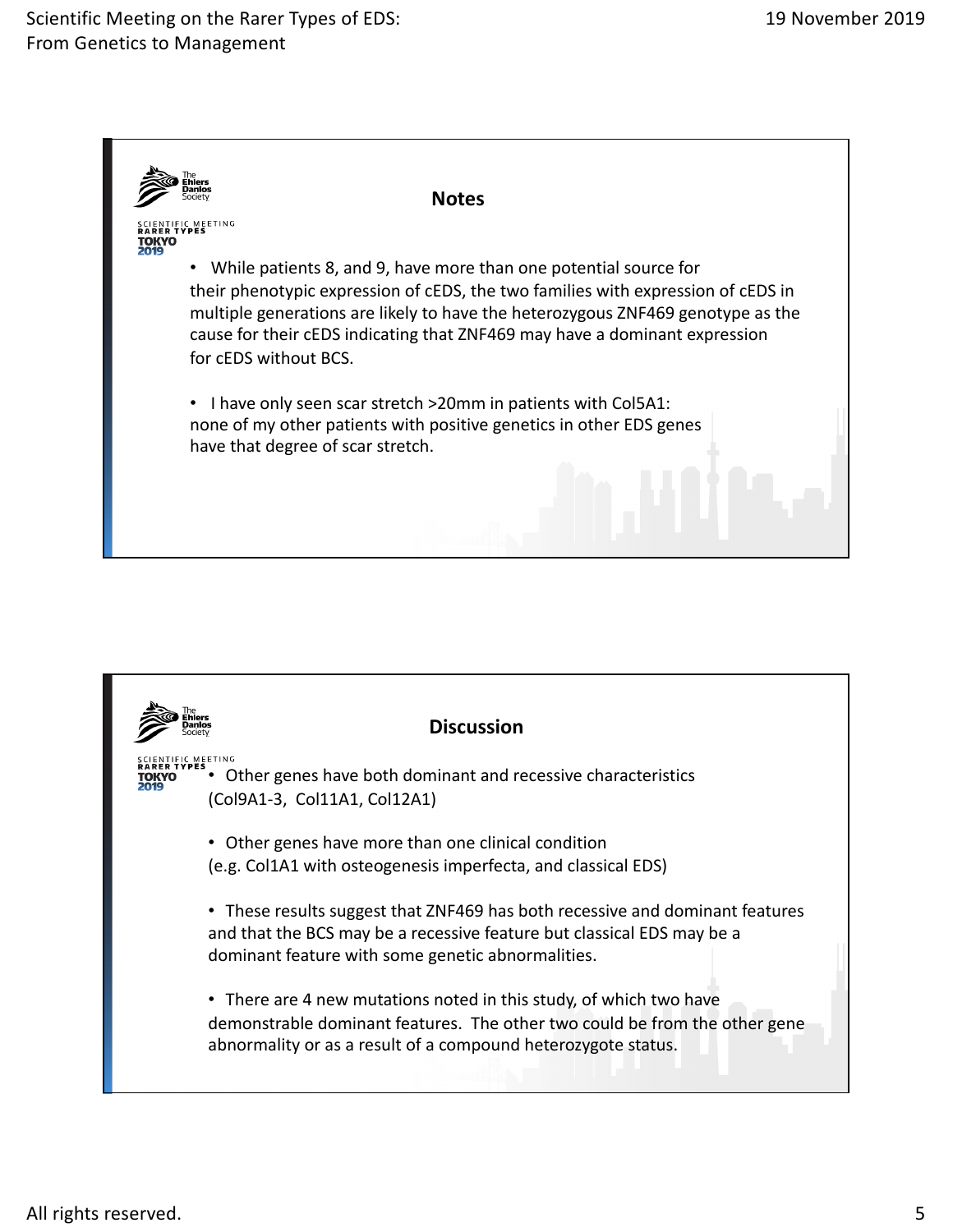## Notes

- While patients 8, and 9, have more than one potential source for their phenotypic expression of cEDS, the two families with expression of cEDS in multiple generations are likely to have the heterozygous ZNF469 genotype as the cause for their cEDS indicating that ZNF469 may have a dominant expression for cEDS without BCS.

- I have only seen scar stretch >20mm in patients with Col5A1: none of my other patients with positive genetics in other EDS genes have that degree of scar stretch.

## Discussion

- Other genes have both dominant and recessive characteristics (Col9A1-3, Col11A1, Col12A1)

- Other genes have more than one clinical condition (e.g. Col1A1 with osteogenesis imperfecta, and classical EDS)

- These results suggest that ZNF469 has both recessive and dominant features and that the BCS may be a recessive feature but classical EDS may be a dominant feature with some genetic abnormalities.

- There are 4 new mutations noted in this study, of which two have demonstrable dominant features. The other two could be from the other gene abnormality or as a result of a compound heterozygote status.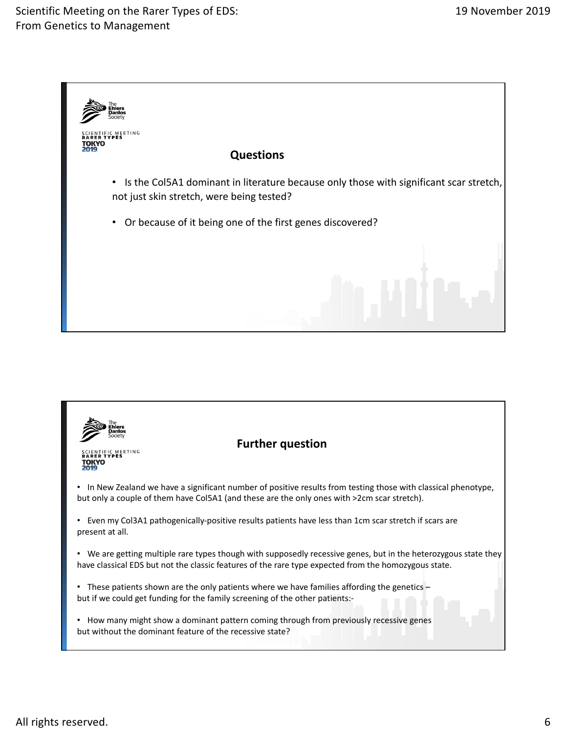## Questions

- Is the Col5A1 dominant in literature because only those with significant scar stretch, not just skin stretch, were being tested?
- Or because of it being one of the first genes discovered?

## Further question

- In New Zealand we have a significant number of positive results from testing those with classical phenotype, but only a couple of them have Col5A1 (and these are the only ones with >2cm scar stretch).
- Even my Col3A1 pathogenically-positive results patients have less than 1cm scar stretch if scars are present at all.
- We are getting multiple rare types though with supposedly recessive genes, but in the heterozygous state they have classical EDS but not the classic features of the rare type expected from the homozygous state.
- These patients shown are the only patients where we have families affording the genetics – but if we could get funding for the family screening of the other patients:-
- How many might show a dominant pattern coming through from previously recessive genes but without the dominant feature of the recessive state?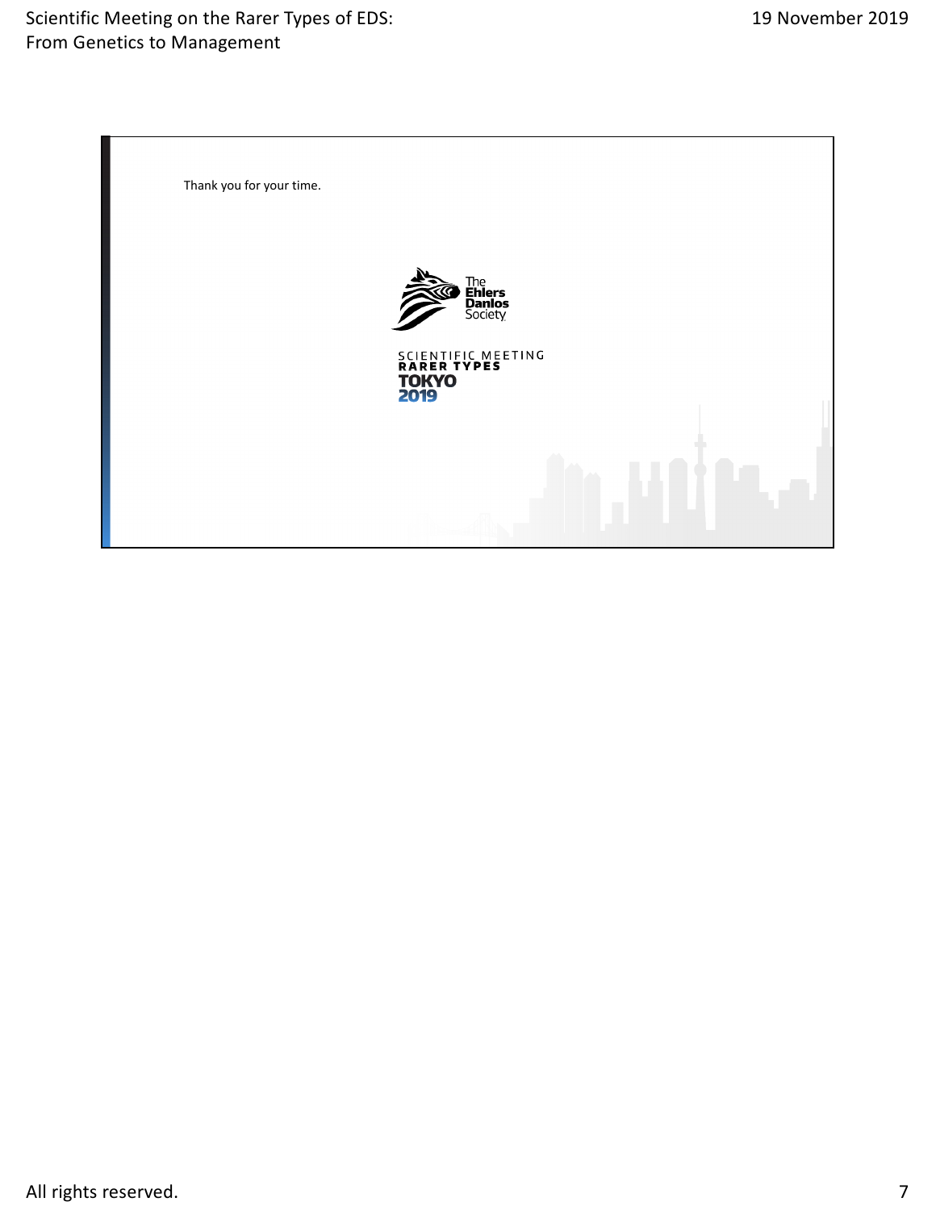Thank you for your time.

The Ehlers Danlos Society

SCIENTIFIC MEETING
RARER TYPES
TOKYO
2019